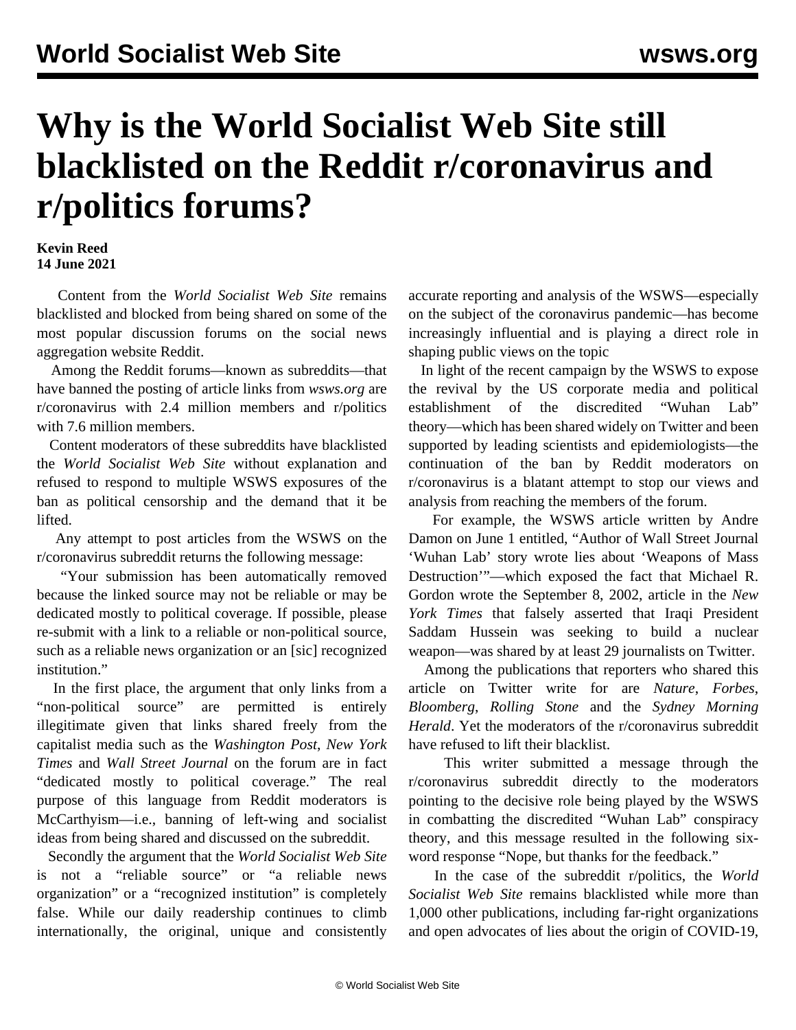# Why is the World Socialist Web Site still blacklisted on the Reddit r/coronavirus and r/politics forums?

**Kevin Reed**
**14 June 2021**

Content from the *World Socialist Web Site* remains blacklisted and blocked from being shared on some of the most popular discussion forums on the social news aggregation website Reddit.

Among the Reddit forums—known as subreddits—that have banned the posting of article links from *wsws.org* are r/coronavirus with 2.4 million members and r/politics with 7.6 million members.

Content moderators of these subreddits have blacklisted the *World Socialist Web Site* without explanation and refused to respond to multiple WSWS exposures of the ban as political censorship and the demand that it be lifted.

Any attempt to post articles from the WSWS on the r/coronavirus subreddit returns the following message:

"Your submission has been automatically removed because the linked source may not be reliable or may be dedicated mostly to political coverage. If possible, please re-submit with a link to a reliable or non-political source, such as a reliable news organization or an [sic] recognized institution."

In the first place, the argument that only links from a "non-political source" are permitted is entirely illegitimate given that links shared freely from the capitalist media such as the *Washington Post*, *New York Times* and *Wall Street Journal* on the forum are in fact "dedicated mostly to political coverage." The real purpose of this language from Reddit moderators is McCarthyism—i.e., banning of left-wing and socialist ideas from being shared and discussed on the subreddit.

Secondly the argument that the *World Socialist Web Site* is not a "reliable source" or "a reliable news organization" or a "recognized institution" is completely false. While our daily readership continues to climb internationally, the original, unique and consistently accurate reporting and analysis of the WSWS—especially on the subject of the coronavirus pandemic—has become increasingly influential and is playing a direct role in shaping public views on the topic

In light of the recent campaign by the WSWS to expose the revival by the US corporate media and political establishment of the discredited "Wuhan Lab" theory—which has been shared widely on Twitter and been supported by leading scientists and epidemiologists—the continuation of the ban by Reddit moderators on r/coronavirus is a blatant attempt to stop our views and analysis from reaching the members of the forum.

For example, the WSWS article written by Andre Damon on June 1 entitled, "Author of Wall Street Journal 'Wuhan Lab' story wrote lies about 'Weapons of Mass Destruction'"—which exposed the fact that Michael R. Gordon wrote the September 8, 2002, article in the *New York Times* that falsely asserted that Iraqi President Saddam Hussein was seeking to build a nuclear weapon—was shared by at least 29 journalists on Twitter.

Among the publications that reporters who shared this article on Twitter write for are *Nature*, *Forbes*, *Bloomberg*, *Rolling Stone* and the *Sydney Morning Herald*. Yet the moderators of the r/coronavirus subreddit have refused to lift their blacklist.

This writer submitted a message through the r/coronavirus subreddit directly to the moderators pointing to the decisive role being played by the WSWS in combatting the discredited "Wuhan Lab" conspiracy theory, and this message resulted in the following six-word response "Nope, but thanks for the feedback."

In the case of the subreddit r/politics, the *World Socialist Web Site* remains blacklisted while more than 1,000 other publications, including far-right organizations and open advocates of lies about the origin of COVID-19,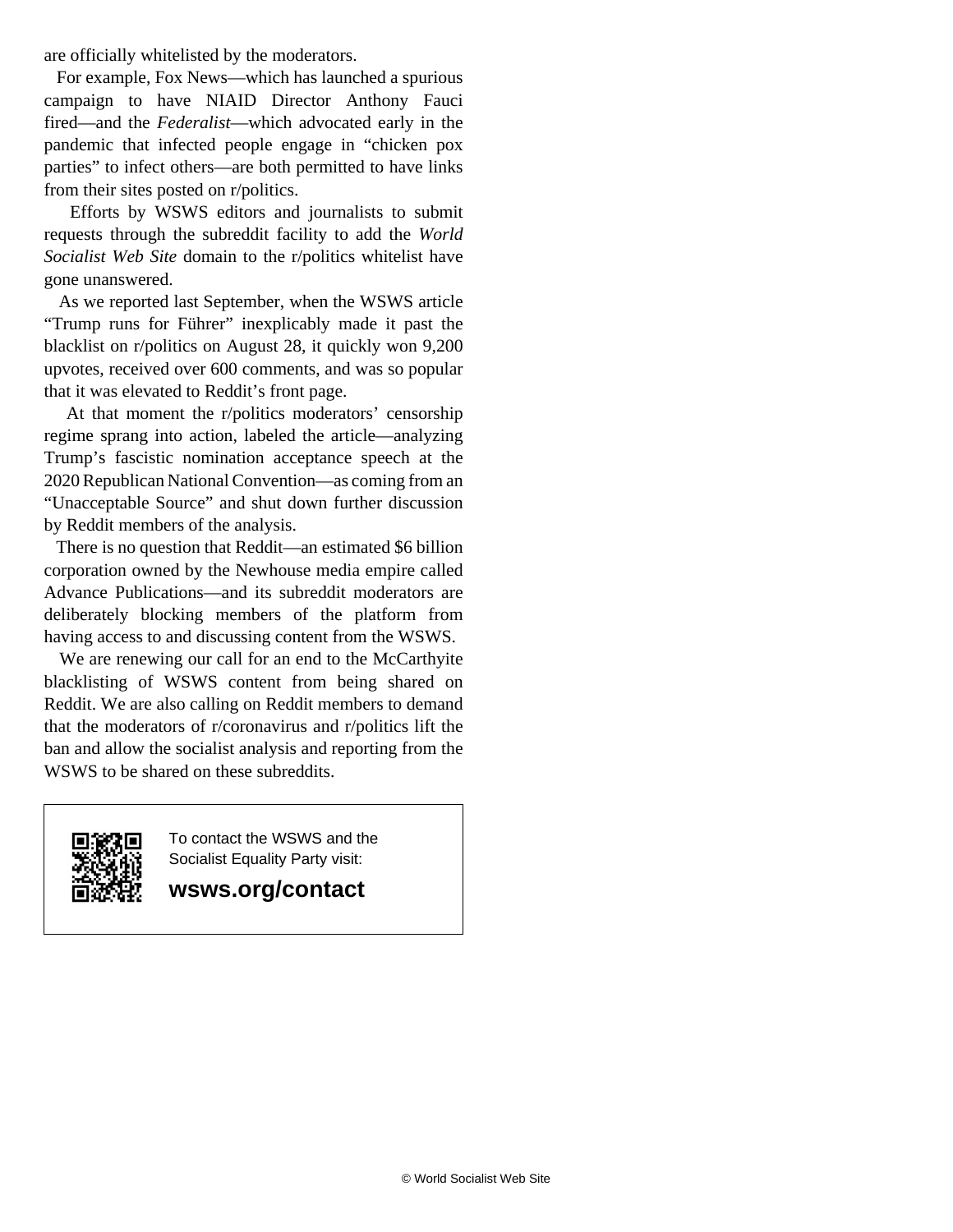are officially whitelisted by the moderators.

For example, Fox News—which has launched a spurious campaign to have NIAID Director Anthony Fauci fired—and the *Federalist*—which advocated early in the pandemic that infected people engage in "chicken pox parties" to infect others—are both permitted to have links from their sites posted on r/politics.

Efforts by WSWS editors and journalists to submit requests through the subreddit facility to add the *World Socialist Web Site* domain to the r/politics whitelist have gone unanswered.

As we reported last September, when the WSWS article "Trump runs for Führer" inexplicably made it past the blacklist on r/politics on August 28, it quickly won 9,200 upvotes, received over 600 comments, and was so popular that it was elevated to Reddit's front page.

At that moment the r/politics moderators' censorship regime sprang into action, labeled the article—analyzing Trump's fascistic nomination acceptance speech at the 2020 Republican National Convention—as coming from an "Unacceptable Source" and shut down further discussion by Reddit members of the analysis.

There is no question that Reddit—an estimated $6 billion corporation owned by the Newhouse media empire called Advance Publications—and its subreddit moderators are deliberately blocking members of the platform from having access to and discussing content from the WSWS.

We are renewing our call for an end to the McCarthyite blacklisting of WSWS content from being shared on Reddit. We are also calling on Reddit members to demand that the moderators of r/coronavirus and r/politics lift the ban and allow the socialist analysis and reporting from the WSWS to be shared on these subreddits.

To contact the WSWS and the Socialist Equality Party visit:

**wsws.org/contact**